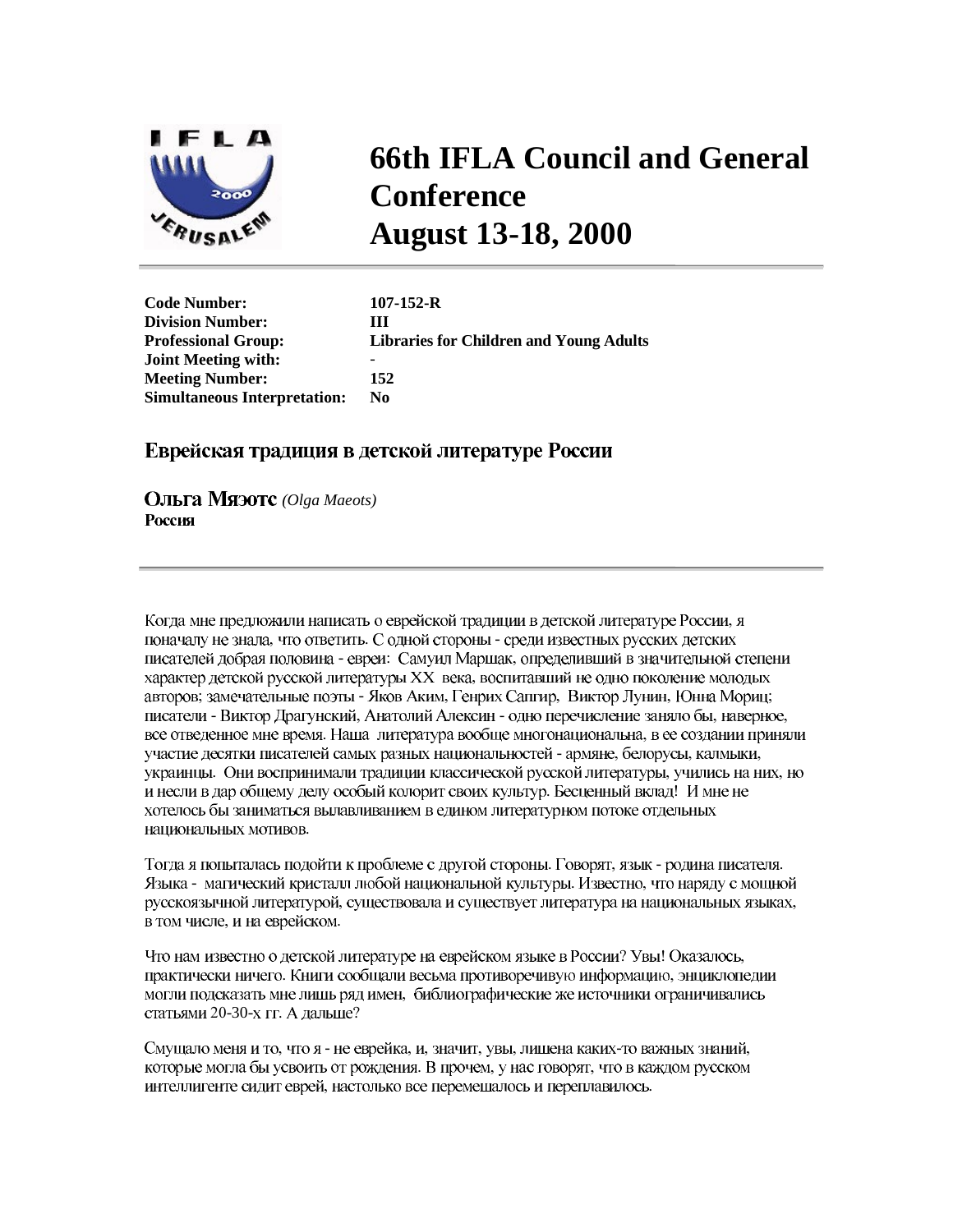# 66th IFLA Council and General Conference
# August 13-18, 2000

| | |
|---|---|
| **Code Number:** | **107-152-R** |
| **Division Number:** | **III** |
| **Professional Group:** | **Libraries for Children and Young Adults** |
| **Joint Meeting with:** | **-** |
| **Meeting Number:** | **152** |
| **Simultaneous Interpretation:** | **No** |

## Еврейская традиция в детской литературе России

**Ольга Мяэотс** *(Olga Maeots)*
**Россия**

---

Когда мне предложили написать о еврейской традиции в детской литературе России, я поначалу не знала, что ответить. С одной стороны - среди известных русских детских писателей добрая половина - евреи: Самуил Маршак, определивший в значительной степени характер детской русской литературы XX века, воспитавший не одно поколение молодых авторов; замечательные поэты - Яков Аким, Генрих Сапгир, Виктор Лунин, Юнна Мориц; писатели - Виктор Драгунский, Анатолий Алексин - одно перечисление заняло бы, наверное, все отведенное мне время. Наша литература вообще многонациональна, в ее создании приняли участие десятки писателей самых разных национальностей - армяне, белорусы, калмыки, украинцы. Они воспринимали традиции классической русской литературы, учились на них, но и несли в дар общему делу особый колорит своих культур. Бесценный вклад! И мне не хотелось бы заниматься вылавливанием в едином литературном потоке отдельных национальных мотивов.

Тогда я попыталась подойти к проблеме с другой стороны. Говорят, язык - родина писателя. Языка - магический кристалл любой национальной культуры. Известно, что наряду с мощной русскоязычной литературой, существовала и существует литература на национальных языках, в том числе, и на еврейском.

Что нам известно о детской литературе на еврейском языке в России? Увы! Оказалось, практически ничего. Книги сообщали весьма противоречивую информацию, энциклопедии могли подсказать мне лишь ряд имен, библиографические же источники ограничивались статьями 20-30-х гг. А дальше?

Смущало меня и то, что я - не еврейка, и, значит, увы, лишена каких-то важных знаний, которые могла бы усвоить от рождения. В прочем, у нас говорят, что в каждом русском интеллигенте сидит еврей, настолько все перемешалось и переплавилось.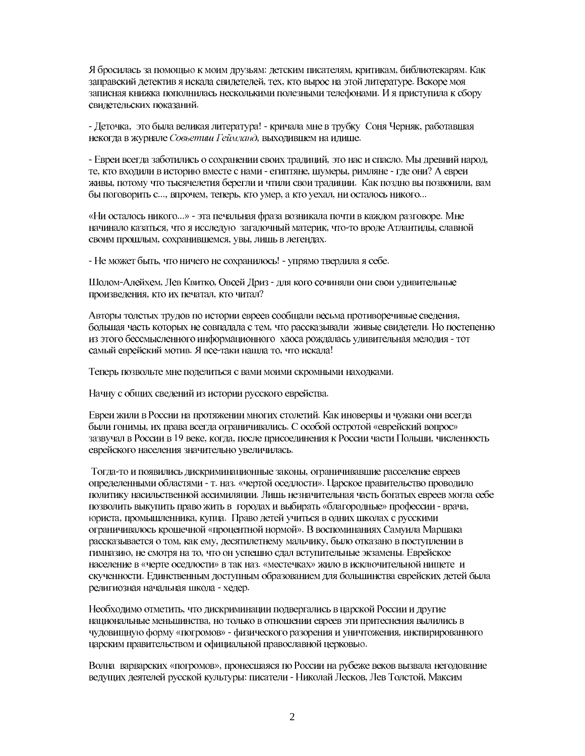Я бросилась за помощью к моим друзьям: детским писателям, критикам, библиотекарям. Как заправский детектив я искала свидетелей, тех, кто вырос на этой литературе. Вскоре моя записная книжка пополнилась несколькими полезными телефонами. И я приступила к сбору свидетельских показаний.

- Деточка, это была великая литература! - кричала мне в трубку Соня Черняк, работавшая некогда в журнале *Совьетиш Геймланд*, выходившем на идише.

- Евреи всегда заботились о сохранении своих традиций, это нас и спасло. Мы древний народ, те, кто входили в историю вместе с нами - египтяне, шумеры, римляне - где они? А евреи живы, потому что тысячелетия берегли и чтили свои традиции. Как поздно вы позвонили, вам бы поговорить с..., впрочем, теперь, кто умер, а кто уехал, ни осталось никого...

«Ни осталось никого...» - эта печальная фраза возникала почти в каждом разговоре. Мне начинало казаться, что я исследую загадочный материк, что-то вроде Атлантиды, славной своим прошлым, сохранившемся, увы, лишь в легендах.

- Не может быть, что ничего не сохранилось! - упрямо твердила я себе.

Шолом-Алейхем, Лев Квитко, Овсей Дриз - для кого сочиняли они свои удивительные произведения, кто их печатал, кто читал?

Авторы толстых трудов по истории евреев сообщали весьма противоречивые сведения, большая часть которых не совпадала с тем, что рассказывали живые свидетели. Но постепенно из этого бессмысленного информационного хаоса рождалась удивительная мелодия - тот самый еврейский мотив. Я все-таки нашла то, что искала!

Теперь позвольте мне поделиться с вами моими скромными находками.

Начну с общих сведений из истории русского еврейства.

Евреи жили в России на протяжении многих столетий. Как иноверцы и чужаки они всегда были гонимы, их права всегда ограничивались. С особой остротой «еврейский вопрос» зазвучал в России в 19 веке, когда, после присоединения к России части Польши, численность еврейского населения значительно увеличилась.

Тогда-то и появились дискриминационные законы, ограничивавшие расселение евреев определенными областями - т. наз. «чертой оседлости». Царское правительство проводило политику насильственной ассимиляции. Лишь незначительная часть богатых евреев могла себе позволить выкупить право жить в городах и выбирать «благородные» профессии - врача, юриста, промышленника, купца. Право детей учиться в одних школах с русскими ограничивалось крошечной «процентной нормой». В воспоминаниях Самуила Маршака рассказывается о том, как ему, десятилетнему мальчику, было отказано в поступлении в гимназию, не смотря на то, что он успешно сдал вступительные экзамены. Еврейское население в «черте оседлости» в так наз. «местечках» жило в исключительной нищете и скученности. Единственным доступным образованием для большинства еврейских детей была религиозная начальная школа - хедер.

Необходимо отметить, что дискриминации подвергались в царской России и другие национальные меньшинства, но только в отношении евреев эти притеснения вылились в чудовищную форму «погромов» - физического разорения и уничтожения, инспирированного царским правительством и официальной православной церковью.

Волна варварских «погромов», пронесшаяся по России на рубеже веков вызвала негодование ведущих деятелей русской культуры: писатели - Николай Лесков, Лев Толстой, Максим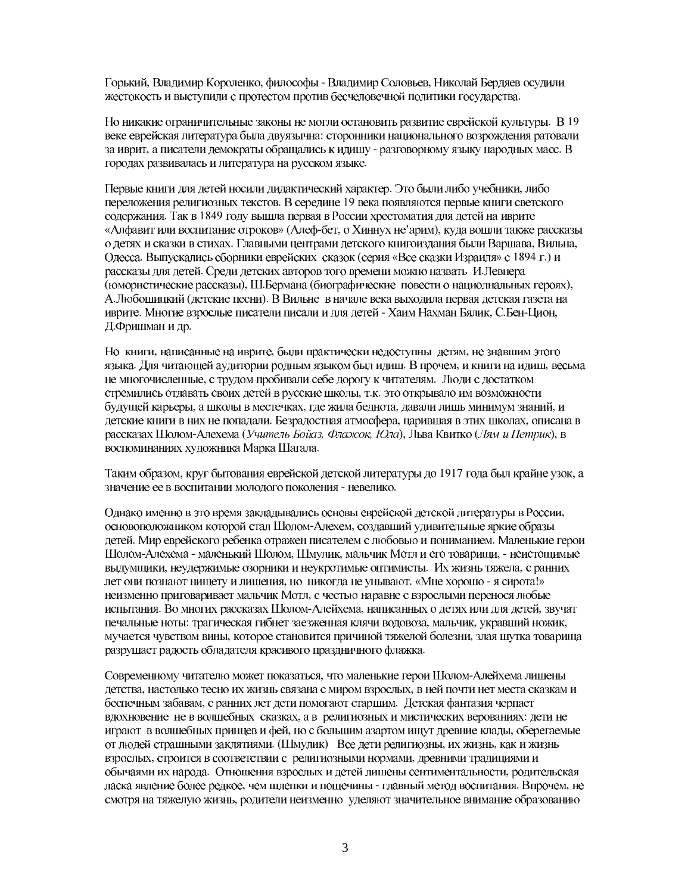Горький, Владимир Короленко, философы - Владимир Соловьев, Николай Бердяев осудили жестокость и выступили с протестом против бесчеловечной политики государства.

Но никакие ограничительные законы не могли остановить развитие еврейской культуры. В 19 веке еврейская литература была двуязычна: сторонники национального возрождения ратовали за иврит, а писатели демократы обращались к идишу - разговорному языку народных масс. В городах развивалась и литература на русском языке.

Первые книги для детей носили дидактический характер. Это были либо учебники, либо переложения религиозных текстов. В середине 19 века появляются первые книги светского содержания. Так в 1849 году вышла первая в России хрестоматия для детей на иврите «Алфавит или воспитание отроков» (Алеф-бет, о Хиннух не'арим), куда вошли также рассказы о детях и сказки в стихах. Главными центрами детского книгоиздания были Варшава, Вильна, Одесса. Выпускались сборники еврейских сказок (серия «Все сказки Израиля» с 1894 г.) и рассказы для детей. Среди детских авторов того времени можно назвать И.Левнера (юмористические рассказы), Ш.Бермана (биографические повести о национальных героях), А.Любошицкий (детские песни). В Вильне в начале века выходила первая детская газета на иврите. Многие взрослые писатели писали и для детей - Хаим Нахман Бялик, С.Бен-Цион, Д.Фришман и др.

Но книги, написанные на иврите, были практически недоступны детям, не знавшим этого языка. Для читающей аудитории родным языком был идиш. В прочем, и книги на идиш, весьма не многочисленные, с трудом пробивали себе дорогу к читателям. Люди с достатком стремились отдавать своих детей в русские школы, т.к. это открывало им возможности будущей карьеры, а школы в местечках, где жила беднота, давали лишь минимум знаний, и детские книги в них не попадали. Безрадостная атмосфера, царившая в этих школах, описана в рассказах Шолом-Алехема (*Учитель Бойаз, Флажок, Юла*), Льва Квитко (*Лям и Петрик*), в воспоминаниях художника Марка Шагала.

Таким образом, круг бытования еврейской детской литературы до 1917 года был крайне узок, а значение ее в воспитании молодого поколения - невелико.

Однако именно в это время закладывались основы еврейской детской литературы в России, основоположником которой стал Шолом-Алехем, создавший удивительные яркие образы детей. Мир еврейского ребенка отражен писателем с любовью и пониманием. Маленькие герои Шолом-Алехема - маленький Шолом, Шмулик, мальчик Мотл и его товарищи, - неистощимые выдумщики, неудержимые озорники и неукротимые оптимисты. Их жизнь тяжела, с ранних лет они познают нищету и лишения, но никогда не унывают. «Мне хорошо - я сирота!» неизменно приговаривает мальчик Мотл, с честью наравне с взрослыми перенося любые испытания. Во многих рассказах Шолом-Алейхема, написанных о детях или для детей, звучат печальные ноты: трагическая гибнет заезженная клячи водовоза, мальчик, укравший ножик, мучается чувством вины, которое становится причиной тяжелой болезни, злая шутка товарища разрушает радость обладателя красивого праздничного флажка.

Современному читателю может показаться, что маленькие герои Шолом-Алейхема лишены детства, настолько тесно их жизнь связана с миром взрослых, в ней почти нет места сказкам и беспечным забавам, с ранних лет дети помогают старшим. Детская фантазия черпает вдохновение не в волшебных сказках, а в религиозных и мистических верованиях: дети не играют в волшебных принцев и фей, но с большим азартом ищут древние клады, оберегаемые от людей страшными заклятиями. (Шмулик) Все дети религиозны, их жизнь, как и жизнь взрослых, строится в соответствии с религиозными нормами, древними традициями и обычаями их народа. Отношения взрослых и детей лишены сентиментальности, родительская ласка явление более редкое, чем шлепки и пощечины - главный метод воспитания. Впрочем, не смотря на тяжелую жизнь, родители неизменно уделяют значительное внимание образованию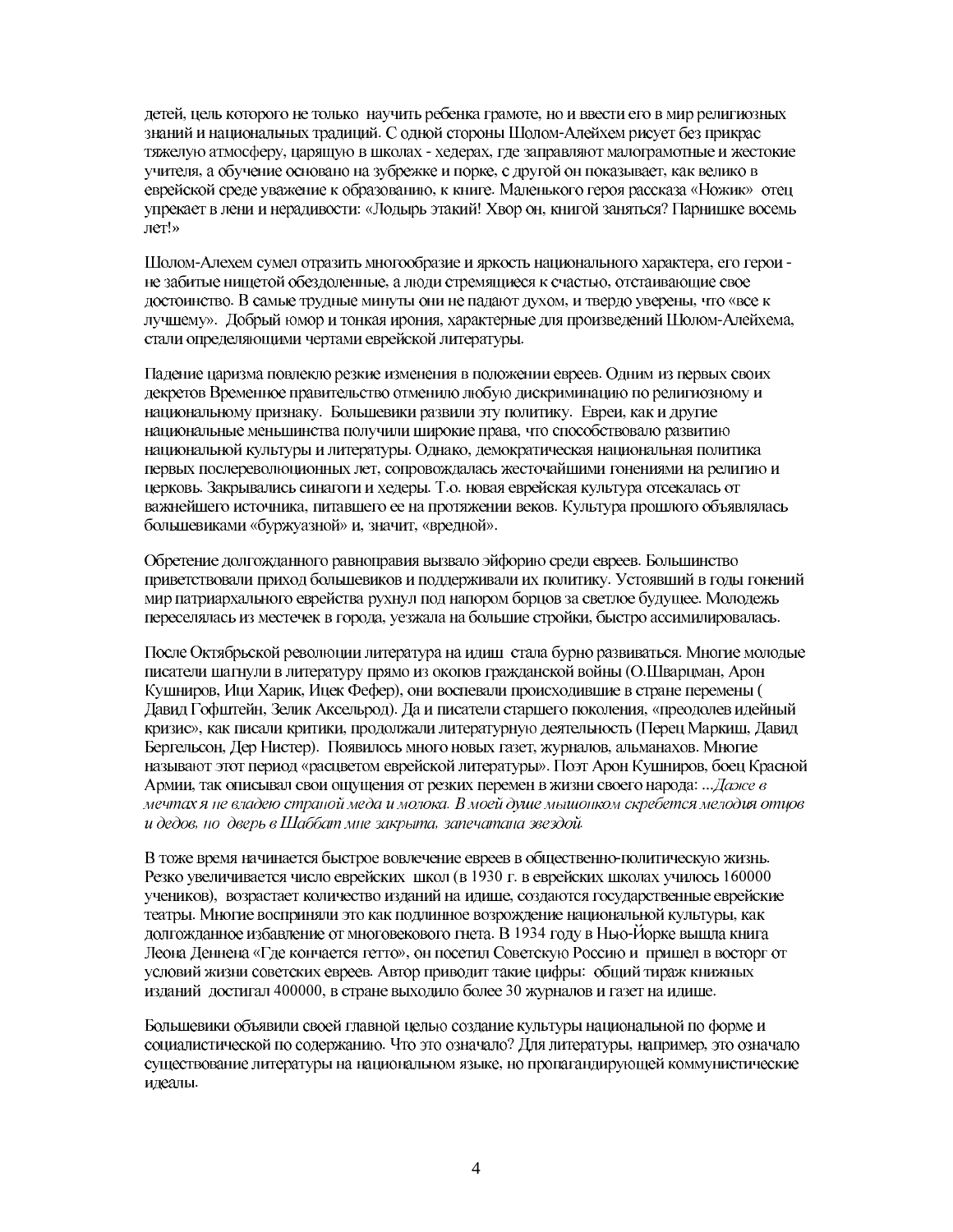детей, цель которого не только научить ребенка грамоте, но и ввести его в мир религиозных знаний и национальных традиций. С одной стороны Шолом-Алейхем рисует без прикрас тяжелую атмосферу, царящую в школах - хедерах, где заправляют малограмотные и жестокие учителя, а обучение основано на зубрежке и порке, с другой он показывает, как велико в еврейской среде уважение к образованию, к книге. Маленького героя рассказа «Ножик» отец упрекает в лени и нерадивости: «Лодырь этакий! Хвор он, книгой заняться? Парнишке восемь лет!»

Шолом-Алехем сумел отразить многообразие и яркость национального характера, его герои - не забитые нищетой обездоленные, а люди стремящиеся к счастью, отстаивающие свое достоинство. В самые трудные минуты они не падают духом, и твердо уверены, что «все к лучшему». Добрый юмор и тонкая ирония, характерные для произведений Шолом-Алейхема, стали определяющими чертами еврейской литературы.

Падение царизма повлекло резкие изменения в положении евреев. Одним из первых своих декретов Временное правительство отменило любую дискриминацию по религиозному и национальному признаку. Большевики развили эту политику. Евреи, как и другие национальные меньшинства получили широкие права, что способствовало развитию национальной культуры и литературы. Однако, демократическая национальная политика первых послереволюционных лет, сопровождалась жесточайшими гонениями на религию и церковь. Закрывались синагоги и хедеры. Т.о. новая еврейская культура отсекалась от важнейшего источника, питавшего ее на протяжении веков. Культура прошлого объявлялась большевиками «буржуазной» и, значит, «вредной».

Обретение долгожданного равноправия вызвало эйфорию среди евреев. Большинство приветствовали приход большевиков и поддерживали их политику. Устоявший в годы гонений мир патриархального еврейства рухнул под напором борцов за светлое будущее. Молодежь переселялась из местечек в города, уезжала на большие стройки, быстро ассимилировалась.

После Октябрьской революции литература на идиш стала бурно развиваться. Многие молодые писатели шагнули в литературу прямо из окопов гражданской войны (О.Шварцман, Арон Кушниров, Ици Харик, Ицек Фефер), они воспевали происходившие в стране перемены ( Давид Гофштейн, Зелик Аксельрод). Да и писатели старшего поколения, «преодолев идейный кризис», как писали критики, продолжали литературную деятельность (Перец Маркиш, Давид Бергельсон, Дер Нистер). Появилось много новых газет, журналов, альманахов. Многие называют этот период «расцветом еврейской литературы». Поэт Арон Кушниров, боец Красной Армии, так описывал свои ощущения от резких перемен в жизни своего народа: ...*Даже в мечтах я не владею страной меда и молока. В моей душе мышонком скребется мелодия отцов и дедов, но дверь в Шаббат мне закрыта, запечатана звездой.*

В тоже время начинается быстрое вовлечение евреев в общественно-политическую жизнь. Резко увеличивается число еврейских школ (в 1930 г. в еврейских школах училось 160000 учеников), возрастает количество изданий на идише, создаются государственные еврейские театры. Многие восприняли это как подлинное возрождение национальной культуры, как долгожданное избавление от многовекового гнета. В 1934 году в Нью-Йорке вышла книга Леона Деннена «Где кончается гетто», он посетил Советскую Россию и пришел в восторг от условий жизни советских евреев. Автор приводит такие цифры: общий тираж книжных изданий достигал 400000, в стране выходило более 30 журналов и газет на идише.

Большевики объявили своей главной целью создание культуры национальной по форме и социалистической по содержанию. Что это означало? Для литературы, например, это означало существование литературы на национальном языке, но пропагандирующей коммунистические идеалы.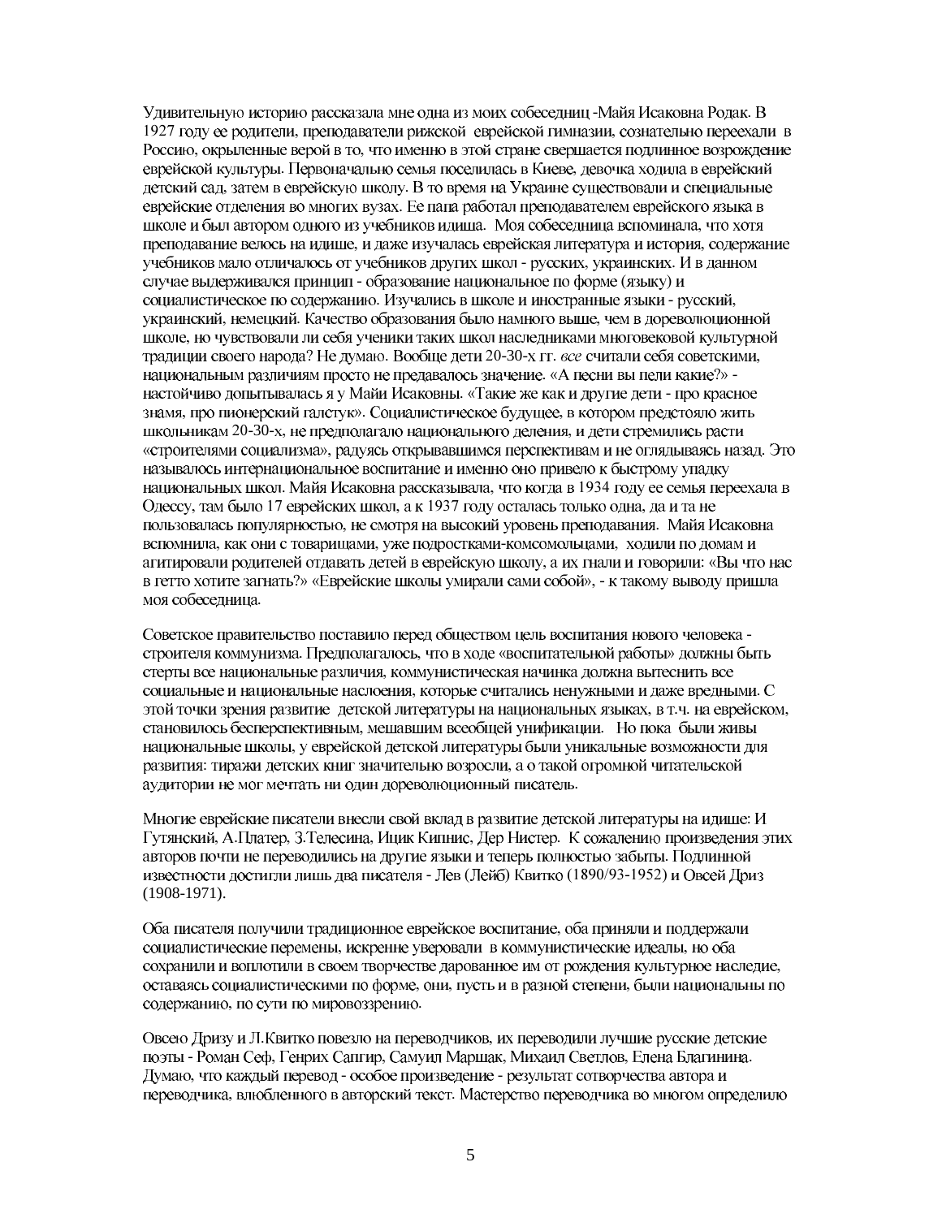Удивительную историю рассказала мне одна из моих собеседниц -Майя Исаковна Родак. В 1927 году ее родители, преподаватели рижской еврейской гимназии, сознательно переехали в Россию, окрыленные верой в то, что именно в этой стране свершается подлинное возрождение еврейской культуры. Первоначально семья поселилась в Киеве, девочка ходила в еврейский детский сад, затем в еврейскую школу. В то время на Украине существовали и специальные еврейские отделения во многих вузах. Ее папа работал преподавателем еврейского языка в школе и был автором одного из учебников идиша. Моя собеседница вспоминала, что хотя преподавание велось на идише, и даже изучалась еврейская литература и история, содержание учебников мало отличалось от учебников других школ - русских, украинских. И в данном случае выдерживался принцип - образование национальное по форме (языку) и социалистическое по содержанию. Изучались в школе и иностранные языки - русский, украинский, немецкий. Качество образования было намного выше, чем в дореволюционной школе, но чувствовали ли себя ученики таких школ наследниками многовековой культурной традиции своего народа? Не думаю. Вообще дети 20-30-х гг. *все* считали себя советскими, национальным различиям просто не предавалось значение. «А песни вы пели какие?» - настойчиво допытывалась я у Майи Исаковны. «Такие же как и другие дети - про красное знамя, про пионерский галстук». Социалистическое будущее, в котором предстояло жить школьникам 20-30-х, не предполагало национального деления, и дети стремились расти «строителями социализма», радуясь открывавшимся перспективам и не оглядываясь назад. Это называлось интернациональное воспитание и именно оно привело к быстрому упадку национальных школ. Майя Исаковна рассказывала, что когда в 1934 году ее семья переехала в Одессу, там было 17 еврейских школ, а к 1937 году осталась только одна, да и та не пользовалась популярностью, не смотря на высокий уровень преподавания. Майя Исаковна вспомнила, как они с товарищами, уже подростками-комсомольцами, ходили по домам и агитировали родителей отдавать детей в еврейскую школу, а их гнали и говорили: «Вы что нас в гетто хотите загнать?» «Еврейские школы умирали сами собой», - к такому выводу пришла моя собеседница.

Советское правительство поставило перед обществом цель воспитания нового человека - строителя коммунизма. Предполагалось, что в ходе «воспитательной работы» должны быть стерты все национальные различия, коммунистическая начинка должна вытеснить все социальные и национальные наслоения, которые считались ненужными и даже вредными. С этой точки зрения развитие детской литературы на национальных языках, в т.ч. на еврейском, становилось бесперспективным, мешавшим всеобщей унификации. Но пока были живы национальные школы, у еврейской детской литературы были уникальные возможности для развития: тиражи детских книг значительно возросли, а о такой огромной читательской аудитории не мог мечтать ни один дореволюционный писатель.

Многие еврейские писатели внесли свой вклад в развитие детской литературы на идише: И Гутянский, А.Платер, З.Телесина, Ицик Кипнис, Дер Нистер. К сожалению произведения этих авторов почти не переводились на другие языки и теперь полностью забыты. Подлинной известности достигли лишь два писателя - Лев (Лейб) Квитко (1890/93-1952) и Овсей Дриз (1908-1971).

Оба писателя получили традиционное еврейское воспитание, оба приняли и поддержали социалистические перемены, искренне уверовали в коммунистические идеалы, но оба сохранили и воплотили в своем творчестве дарованное им от рождения культурное наследие, оставаясь социалистическими по форме, они, пусть и в разной степени, были национальны по содержанию, по сути по мировоззрению.

Овсею Дризу и Л.Квитко повезло на переводчиков, их переводили лучшие русские детские поэты - Роман Сеф, Генрих Сапгир, Самуил Маршак, Михаил Светлов, Елена Благинина. Думаю, что каждый перевод - особое произведение - результат сотворчества автора и переводчика, влюбленного в авторский текст. Мастерство переводчика во многом определило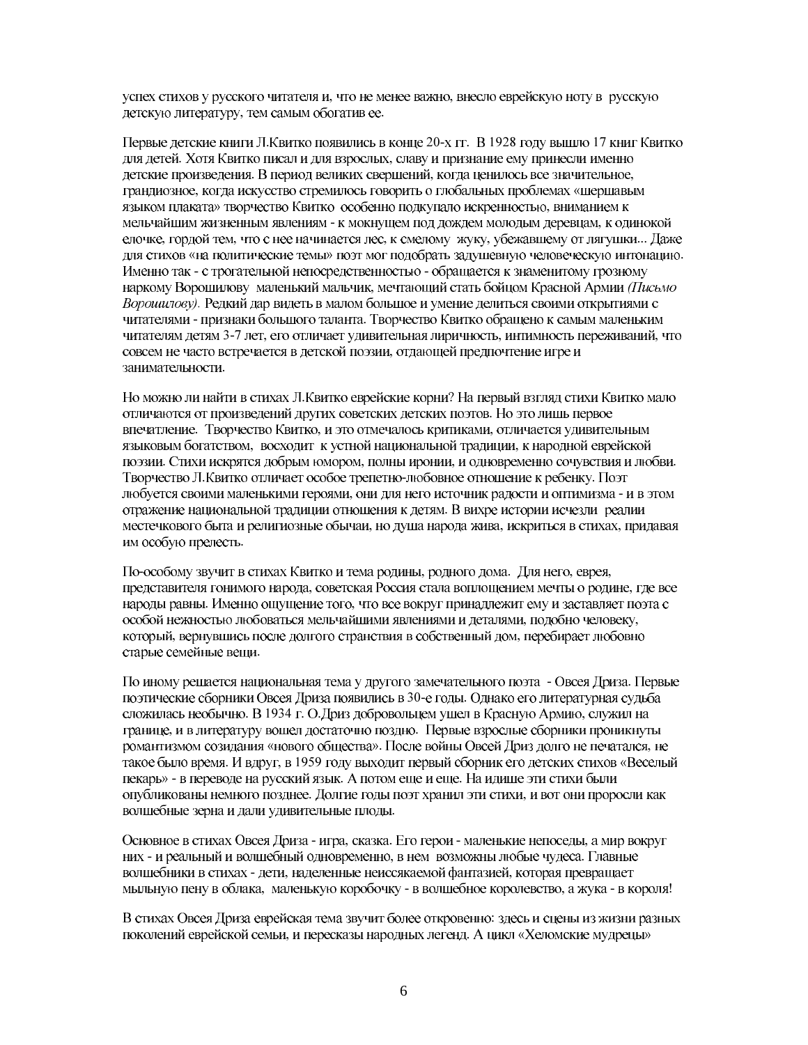успех стихов у русского читателя и, что не менее важно, внесло еврейскую ноту в русскую детскую литературу, тем самым обогатив ее.

Первые детские книги Л.Квитко появились в конце 20-х гг. В 1928 году вышло 17 книг Квитко для детей. Хотя Квитко писал и для взрослых, славу и признание ему принесли именно детские произведения. В период великих свершений, когда ценилось все значительное, грандиозное, когда искусство стремилось говорить о глобальных проблемах «шершавым языком плаката» творчество Квитко особенно подкупало искренностью, вниманием к мельчайшим жизненным явлениям - к мокнущем под дождем молодым деревцам, к одинокой елочке, гордой тем, что с нее начинается лес, к смелому жуку, убежавшему от лягушки... Даже для стихов «на политические темы» поэт мог подобрать задушевную человеческую интонацию. Именно так - с трогательной непосредственностью - обращается к знаменитому грозному наркому Ворошилову маленький мальчик, мечтающий стать бойцом Красной Армии *(Письмо Ворошилову)*. Редкий дар видеть в малом большое и умение делиться своими открытиями с читателями - признаки большого таланта. Творчество Квитко обращено к самым маленьким читателям детям 3-7 лет, его отличает удивительная лиричность, интимность переживаний, что совсем не часто встречается в детской поэзии, отдающей предпочтение игре и занимательности.

Но можно ли найти в стихах Л.Квитко еврейские корни? На первый взгляд стихи Квитко мало отличаются от произведений других советских детских поэтов. Но это лишь первое впечатление. Творчество Квитко, и это отмечалось критиками, отличается удивительным языковым богатством, восходит к устной национальной традиции, к народной еврейской поэзии. Стихи искрятся добрым юмором, полны иронии, и одновременно сочувствия и любви. Творчество Л.Квитко отличает особое трепетно-любовное отношение к ребенку. Поэт любуется своими маленькими героями, они для него источник радости и оптимизма - и в этом отражение национальной традиции отношения к детям. В вихре истории исчезли реалии местечкового быта и религиозные обычаи, но душа народа жива, искриться в стихах, придавая им особую прелесть.

По-особому звучит в стихах Квитко и тема родины, родного дома. Для него, еврея, представителя гонимого народа, советская Россия стала воплощением мечты о родине, где все народы равны. Именно ощущение того, что все вокруг принадлежит ему и заставляет поэта с особой нежностью любоваться мельчайшими явлениями и деталями, подобно человеку, который, вернувшись после долгого странствия в собственный дом, перебирает любовно старые семейные вещи.

По иному решается национальная тема у другого замечательного поэта - Овсея Дриза. Первые поэтические сборники Овсея Дриза появились в 30-е годы. Однако его литературная судьба сложилась необычно. В 1934 г. О.Дриз добровольцем ушел в Красную Армию, служил на границе, и в литературу вошел достаточно поздно. Первые взрослые сборники проникнуты романтизмом созидания «нового общества». После войны Овсей Дриз долго не печатался, не такое было время. И вдруг, в 1959 году выходит первый сборник его детских стихов «Веселый пекарь» - в переводе на русский язык. А потом еще и еще. На идише эти стихи были опубликованы немного позднее. Долгие годы поэт хранил эти стихи, и вот они проросли как волшебные зерна и дали удивительные плоды.

Основное в стихах Овсея Дриза - игра, сказка. Его герои - маленькие непоседы, а мир вокруг них - и реальный и волшебный одновременно, в нем возможны любые чудеса. Главные волшебники в стихах - дети, наделенные неиссякаемой фантазией, которая превращает мыльную пену в облака, маленькую коробочку - в волшебное королевство, а жука - в короля!

В стихах Овсея Дриза еврейская тема звучит более откровенно: здесь и сцены из жизни разных поколений еврейской семьи, и пересказы народных легенд. А цикл «Хеломские мудрецы»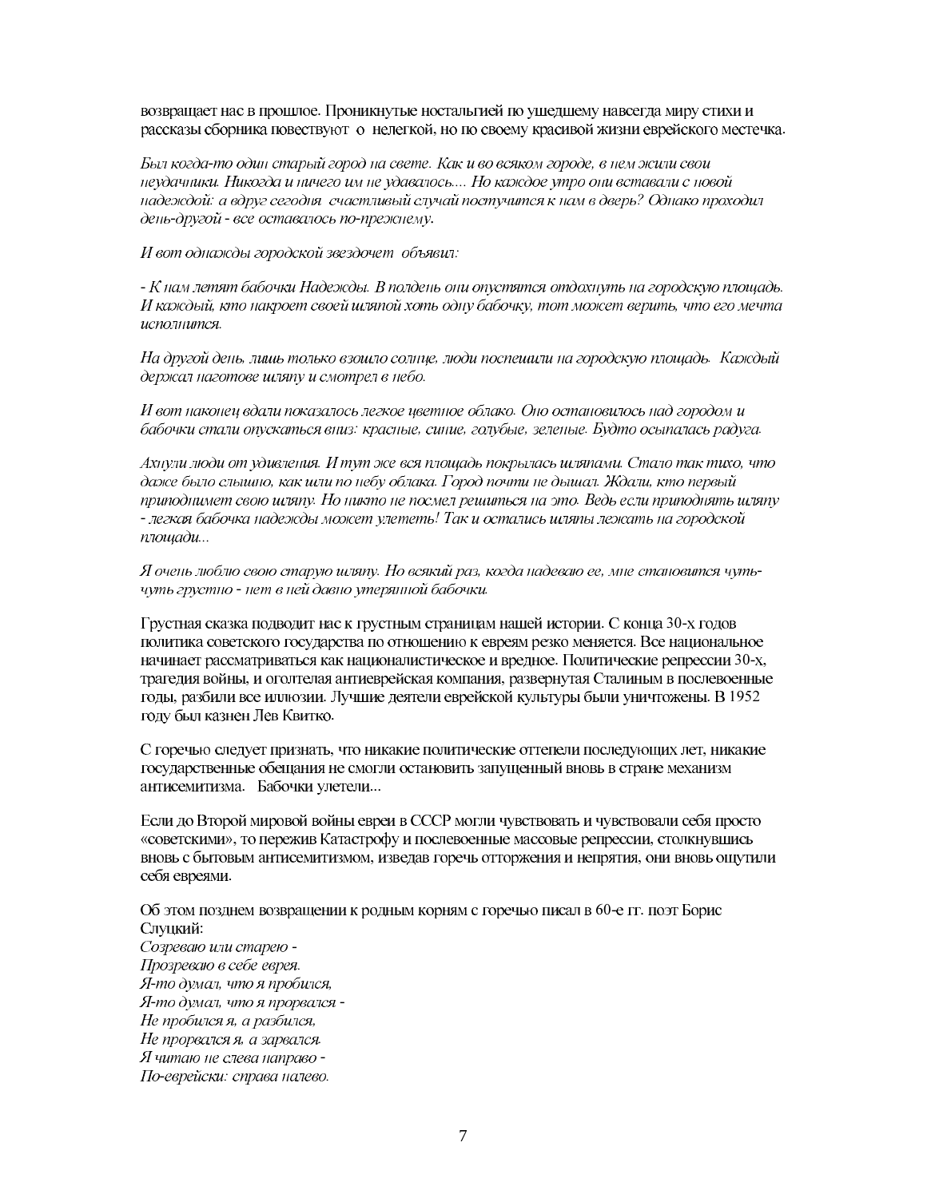возвращает нас в прошлое. Проникнутые ностальгией по ушедшему навсегда миру стихи и рассказы сборника повествуют о нелегкой, но по своему красивой жизни еврейского местечка.

*Был когда-то один старый город на свете. Как и во всяком городе, в нем жили свои неудачники. Никогда и ничего им не удавалось.... Но каждое утро они вставали с новой надеждой: а вдруг сегодня счастливый случай постучится к нам в дверь? Однако проходил день-другой - все оставалось по-прежнему.*

*И вот однажды городской звездочет объявил:*

*- К нам летят бабочки Надежды. В полдень они опустятся отдохнуть на городскую площадь. И каждый, кто накроет своей шляпой хоть одну бабочку, тот может верить, что его мечта исполнится.*

*На другой день, лишь только взошло солнце, люди поспешили на городскую площадь. Каждый держал наготове шляпу и смотрел в небо.*

*И вот наконец вдали показалось легкое цветное облако. Оно остановилось над городом и бабочки стали опускаться вниз: красные, синие, голубые, зеленые. Будто осыпалась радуга.*

*Ахнули люди от удивления. И тут же вся площадь покрылась шляпами. Стало так тихо, что даже было слышно, как шли по небу облака. Город почти не дышал. Ждали, кто первый приподнимет свою шляпу. Но никто не посмел решиться на это. Ведь если приподнять шляпу - легкая бабочка надежды может улететь! Так и остались шляпы лежать на городской площади...*

*Я очень люблю свою старую шляпу. Но всякий раз, когда надеваю ее, мне становится чуть-чуть грустно - нет в ней давно утерянной бабочки.*

Грустная сказка подводит нас к грустным страницам нашей истории. С конца 30-х годов политика советского государства по отношению к евреям резко меняется. Все национальное начинает рассматриваться как националистическое и вредное. Политические репрессии 30-х, трагедия войны, и оголтелая антиеврейская компания, развернутая Сталиным в послевоенные годы, разбили все иллюзии. Лучшие деятели еврейской культуры были уничтожены. В 1952 году был казнен Лев Квитко.

С горечью следует признать, что никакие политические оттепели последующих лет, никакие государственные обещания не смогли остановить запущенный вновь в стране механизм антисемитизма. Бабочки улетели...

Если до Второй мировой войны евреи в СССР могли чувствовать и чувствовали себя просто «советскими», то пережив Катастрофу и послевоенные массовые репрессии, столкнувшись вновь с бытовым антисемитизмом, изведав горечь отторжения и неприятия, они вновь ощутили себя евреями.

Об этом позднем возвращении к родным корням с горечью писал в 60-е гг. поэт Борис Слуцкий:

*Созреваю или старею -*
*Прозреваю в себе еврея.*
*Я-то думал, что я пробился,*
*Я-то думал, что я прорвался -*
*Не пробился я, а разбился,*
*Не прорвался я, а зарвался.*
*Я читаю не слева направо -*
*По-еврейски: справа налево.*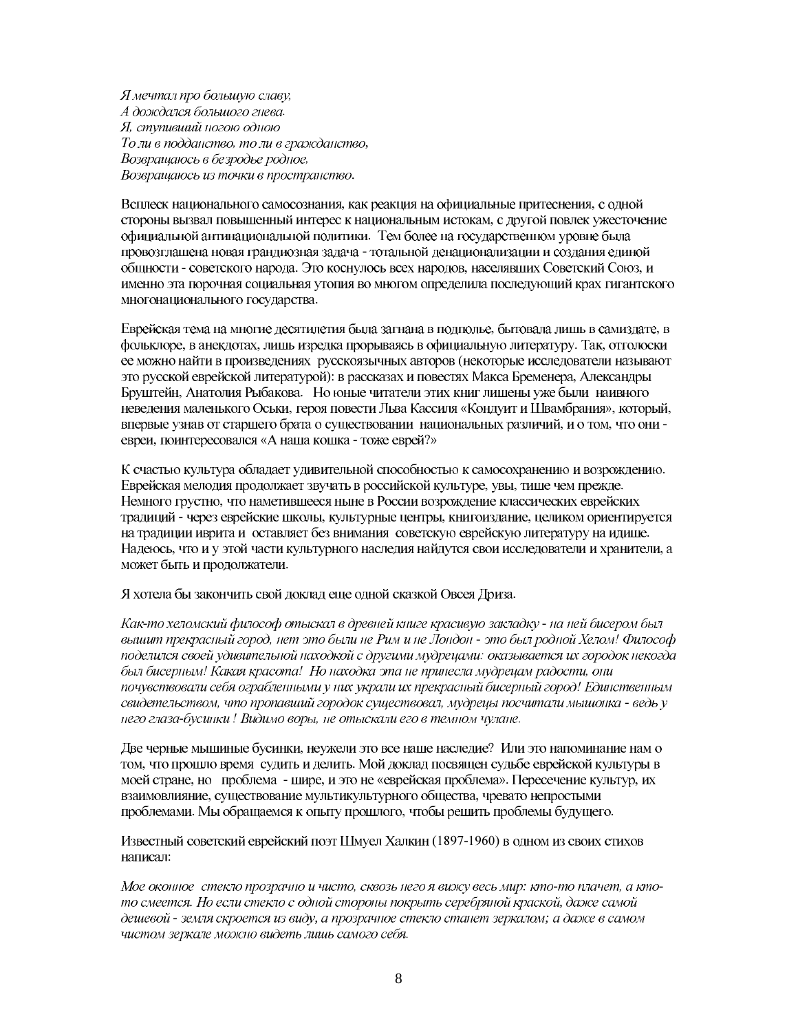*Я мечтал про большую славу,*
*А дождался большого гнева.*
*Я, ступивший ногою одною*
*То ли в подданство, то ли в гражданство,*
*Возвращаюсь в безродье родное,*
*Возвращаюсь из точки в пространство.*

Всплеск национального самосознания, как реакция на официальные притеснения, с одной стороны вызвал повышенный интерес к национальным истокам, с другой повлек ужесточение официальной антинациональной политики. Тем более на государственном уровне была провозглашена новая грандиозная задача - тотальной денационализации и создания единой общности - советского народа. Это коснулось всех народов, населявших Советский Союз, и именно эта порочная социальная утопия во многом определила последующий крах гигантского многонационального государства.

Еврейская тема на многие десятилетия была загнана в подполье, бытовала лишь в самиздате, в фольклоре, в анекдотах, лишь изредка прорываясь в официальную литературу. Так, отголоски ее можно найти в произведениях русскоязычных авторов (некоторые исследователи называют это русской еврейской литературой): в рассказах и повестях Макса Бременера, Александры Бруштейн, Анатолия Рыбакова. Но юные читатели этих книг лишены уже были наивного неведения маленького Оськи, героя повести Льва Кассиля «Кондуит и Швамбрания», который, впервые узнав от старшего брата о существовании национальных различий, и о том, что они - евреи, поинтересовался «А наша кошка - тоже еврей?»

К счастью культура обладает удивительной способностью к самосохранению и возрождению. Еврейская мелодия продолжает звучать в российской культуре, увы, тише чем прежде. Немного грустно, что наметившееся ныне в России возрождение классических еврейских традиций - через еврейские школы, культурные центры, книгоиздание, целиком ориентируется на традиции иврита и оставляет без внимания советскую еврейскую литературу на идише. Надеюсь, что и у этой части культурного наследия найдутся свои исследователи и хранители, а может быть и продолжатели.

Я хотела бы закончить свой доклад еще одной сказкой Овсея Дриза.

*Как-то хеломский философ отыскал в древней книге красивую закладку - на ней бисером был вышит прекрасный город, нет это были не Рим и не Лондон - это был родной Хелом! Философ поделился своей удивительной находкой с другими мудрецами: оказывается их городок некогда был бисерным! Какая красота! Но находка эта не принесла мудрецам радости, они почувствовали себя ограбленными у них украли их прекрасный бисерный город! Единственным свидетельством, что пропавший городок существовал, мудрецы посчитали мышонка - ведь у него глаза-бусинки ! Видимо воры, не отыскали его в темном чулане.*

Две черные мышиные бусинки, неужели это все наше наследие? Или это напоминание нам о том, что прошло время судить и делить. Мой доклад посвящен судьбе еврейской культуры в моей стране, но проблема - шире, и это не «еврейская проблема». Пересечение культур, их взаимовлияние, существование мультикультурного общества, чревато непростыми проблемами. Мы обращаемся к опыту прошлого, чтобы решить проблемы будущего.

Известный советский еврейский поэт Шмуел Халкин (1897-1960) в одном из своих стихов написал:

*Мое оконное стекло прозрачно и чисто, сквозь него я вижу весь мир: кто-то плачет, а кто-то смеется. Но если стекло с одной стороны покрыть серебряной краской, даже самой дешевой - земля скроется из виду, а прозрачное стекло станет зеркалом; а даже в самом чистом зеркале можно видеть лишь самого себя.*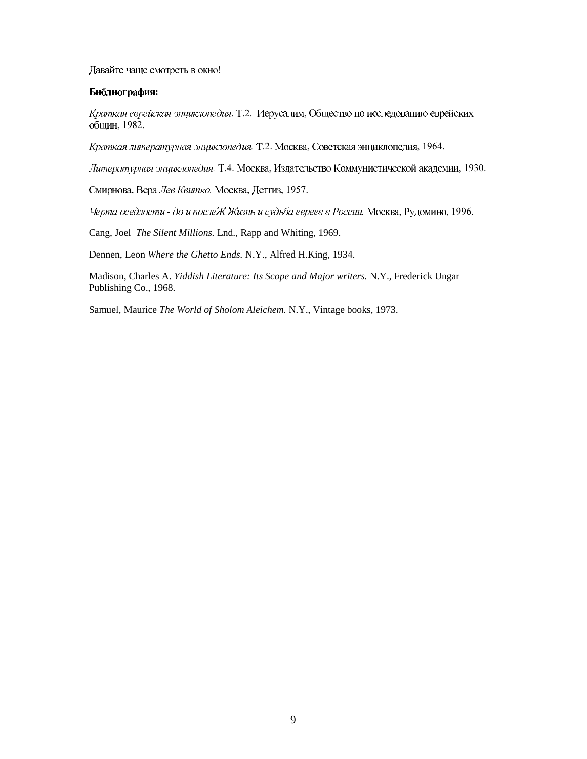Давайте чаще смотреть в окно!

**Библиография:**

*Краткая еврейская энциклопедия.* Т.2. Иерусалим, Общество по исследованию еврейских общин, 1982.

*Краткая литературная энциклопедия.* Т.2. Москва, Советская энциклопедия, 1964.

*Литературная энциклопедия.* Т.4. Москва, Издательство Коммунистической академии, 1930.

Смирнова, Вера *Лев Квитко.* Москва, Детгиз, 1957.

*Черта оседлости - до и послеЖ Жизнь и судьба евреев в России.* Москва, Рудомино, 1996.

Cang, Joel *The Silent Millions.* Lnd., Rapp and Whiting, 1969.

Dennen, Leon *Where the Ghetto Ends.* N.Y., Alfred H.King, 1934.

Madison, Charles A. *Yiddish Literature: Its Scope and Major writers.* N.Y., Frederick Ungar Publishing Co., 1968.

Samuel, Maurice *The World of Sholom Aleichem.* N.Y., Vintage books, 1973.